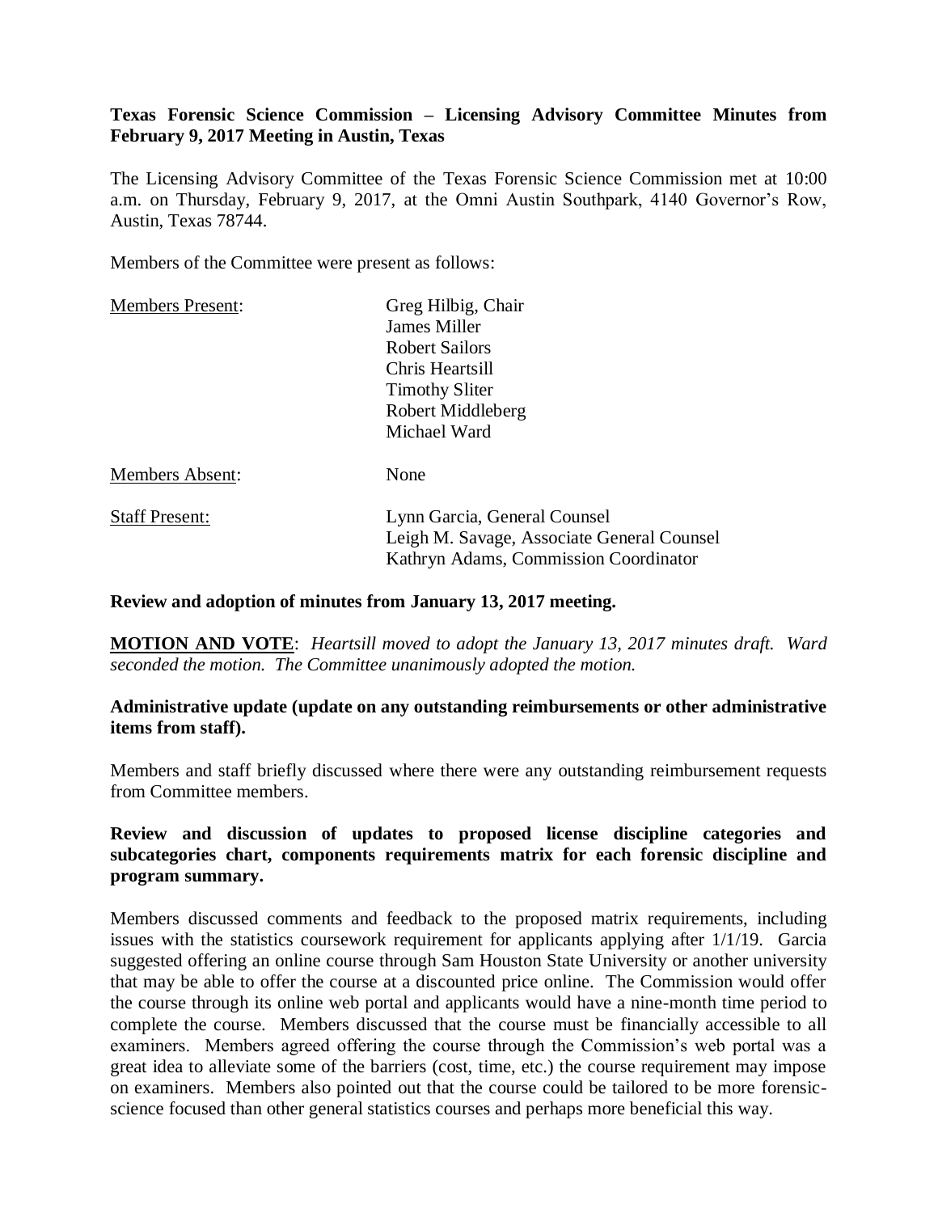**Texas Forensic Science Commission – Licensing Advisory Committee Minutes from February 9, 2017 Meeting in Austin, Texas**

The Licensing Advisory Committee of the Texas Forensic Science Commission met at 10:00 a.m. on Thursday, February 9, 2017, at the Omni Austin Southpark, 4140 Governor's Row, Austin, Texas 78744.

Members of the Committee were present as follows:

| | |
|---|---|
| Members Present: | Greg Hilbig, Chair<br>James Miller<br>Robert Sailors<br>Chris Heartsill<br>Timothy Sliter<br>Robert Middleberg<br>Michael Ward |
| Members Absent: | None |
| Staff Present: | Lynn Garcia, General Counsel<br>Leigh M. Savage, Associate General Counsel<br>Kathryn Adams, Commission Coordinator |

**Review and adoption of minutes from January 13, 2017 meeting.**

**MOTION AND VOTE**: *Heartsill moved to adopt the January 13, 2017 minutes draft. Ward seconded the motion. The Committee unanimously adopted the motion.*

**Administrative update (update on any outstanding reimbursements or other administrative items from staff).**

Members and staff briefly discussed where there were any outstanding reimbursement requests from Committee members.

**Review and discussion of updates to proposed license discipline categories and subcategories chart, components requirements matrix for each forensic discipline and program summary.**

Members discussed comments and feedback to the proposed matrix requirements, including issues with the statistics coursework requirement for applicants applying after 1/1/19. Garcia suggested offering an online course through Sam Houston State University or another university that may be able to offer the course at a discounted price online. The Commission would offer the course through its online web portal and applicants would have a nine-month time period to complete the course. Members discussed that the course must be financially accessible to all examiners. Members agreed offering the course through the Commission's web portal was a great idea to alleviate some of the barriers (cost, time, etc.) the course requirement may impose on examiners. Members also pointed out that the course could be tailored to be more forensic-science focused than other general statistics courses and perhaps more beneficial this way.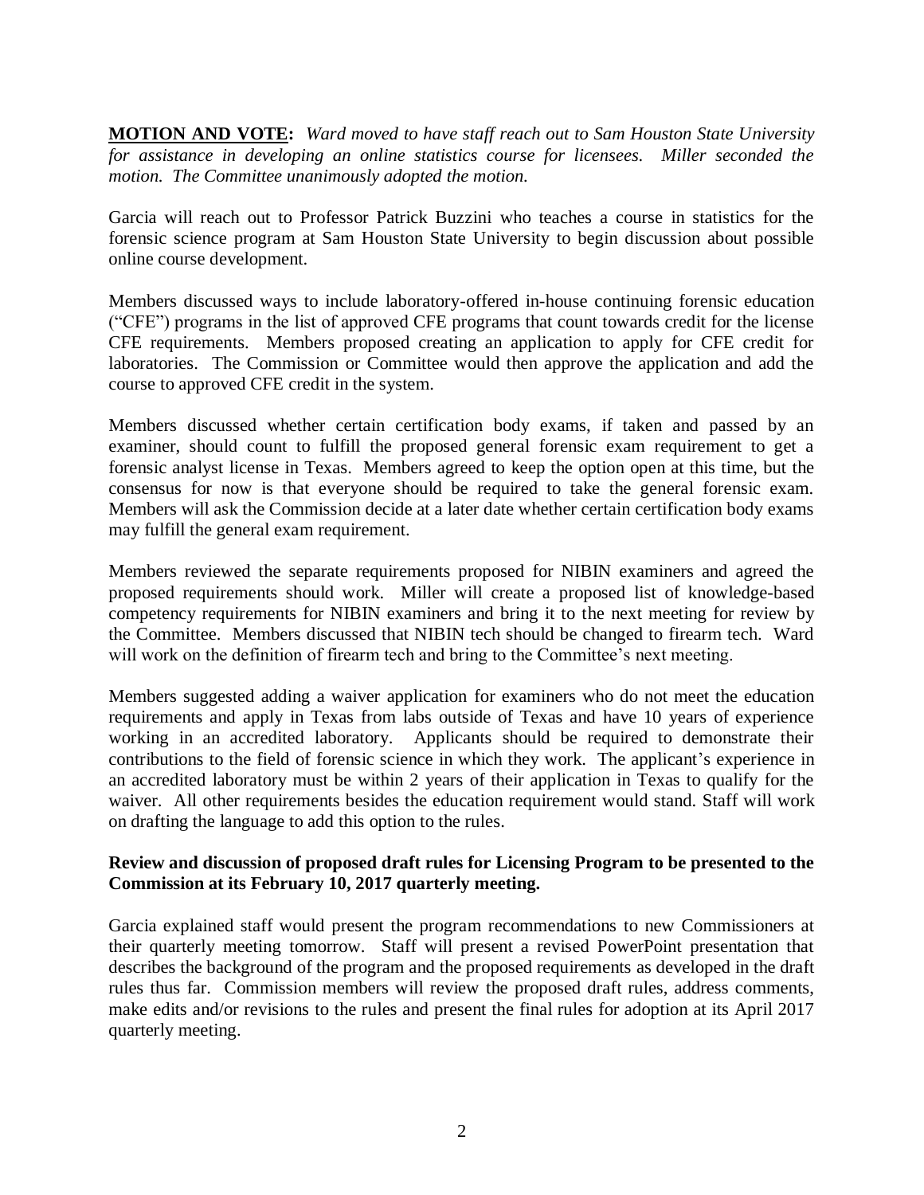**<u>MOTION AND VOTE</u>:** *Ward moved to have staff reach out to Sam Houston State University for assistance in developing an online statistics course for licensees. Miller seconded the motion. The Committee unanimously adopted the motion.*

Garcia will reach out to Professor Patrick Buzzini who teaches a course in statistics for the forensic science program at Sam Houston State University to begin discussion about possible online course development.

Members discussed ways to include laboratory-offered in-house continuing forensic education ("CFE") programs in the list of approved CFE programs that count towards credit for the license CFE requirements. Members proposed creating an application to apply for CFE credit for laboratories. The Commission or Committee would then approve the application and add the course to approved CFE credit in the system.

Members discussed whether certain certification body exams, if taken and passed by an examiner, should count to fulfill the proposed general forensic exam requirement to get a forensic analyst license in Texas. Members agreed to keep the option open at this time, but the consensus for now is that everyone should be required to take the general forensic exam. Members will ask the Commission decide at a later date whether certain certification body exams may fulfill the general exam requirement.

Members reviewed the separate requirements proposed for NIBIN examiners and agreed the proposed requirements should work. Miller will create a proposed list of knowledge-based competency requirements for NIBIN examiners and bring it to the next meeting for review by the Committee. Members discussed that NIBIN tech should be changed to firearm tech. Ward will work on the definition of firearm tech and bring to the Committee's next meeting.

Members suggested adding a waiver application for examiners who do not meet the education requirements and apply in Texas from labs outside of Texas and have 10 years of experience working in an accredited laboratory. Applicants should be required to demonstrate their contributions to the field of forensic science in which they work. The applicant's experience in an accredited laboratory must be within 2 years of their application in Texas to qualify for the waiver. All other requirements besides the education requirement would stand. Staff will work on drafting the language to add this option to the rules.

**Review and discussion of proposed draft rules for Licensing Program to be presented to the Commission at its February 10, 2017 quarterly meeting.**

Garcia explained staff would present the program recommendations to new Commissioners at their quarterly meeting tomorrow. Staff will present a revised PowerPoint presentation that describes the background of the program and the proposed requirements as developed in the draft rules thus far. Commission members will review the proposed draft rules, address comments, make edits and/or revisions to the rules and present the final rules for adoption at its April 2017 quarterly meeting.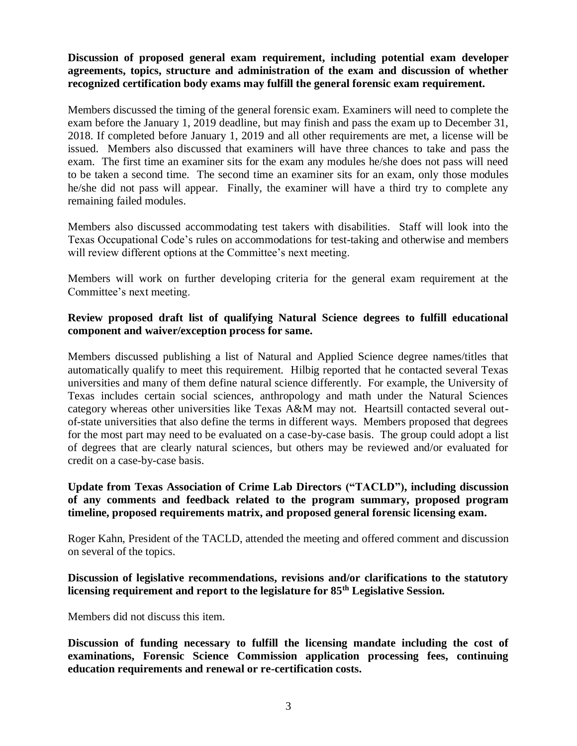**Discussion of proposed general exam requirement, including potential exam developer agreements, topics, structure and administration of the exam and discussion of whether recognized certification body exams may fulfill the general forensic exam requirement.**

Members discussed the timing of the general forensic exam. Examiners will need to complete the exam before the January 1, 2019 deadline, but may finish and pass the exam up to December 31, 2018. If completed before January 1, 2019 and all other requirements are met, a license will be issued. Members also discussed that examiners will have three chances to take and pass the exam. The first time an examiner sits for the exam any modules he/she does not pass will need to be taken a second time. The second time an examiner sits for an exam, only those modules he/she did not pass will appear. Finally, the examiner will have a third try to complete any remaining failed modules.

Members also discussed accommodating test takers with disabilities. Staff will look into the Texas Occupational Code's rules on accommodations for test-taking and otherwise and members will review different options at the Committee's next meeting.

Members will work on further developing criteria for the general exam requirement at the Committee's next meeting.

**Review proposed draft list of qualifying Natural Science degrees to fulfill educational component and waiver/exception process for same.**

Members discussed publishing a list of Natural and Applied Science degree names/titles that automatically qualify to meet this requirement. Hilbig reported that he contacted several Texas universities and many of them define natural science differently. For example, the University of Texas includes certain social sciences, anthropology and math under the Natural Sciences category whereas other universities like Texas A&M may not. Heartsill contacted several out-of-state universities that also define the terms in different ways. Members proposed that degrees for the most part may need to be evaluated on a case-by-case basis. The group could adopt a list of degrees that are clearly natural sciences, but others may be reviewed and/or evaluated for credit on a case-by-case basis.

**Update from Texas Association of Crime Lab Directors ("TACLD"), including discussion of any comments and feedback related to the program summary, proposed program timeline, proposed requirements matrix, and proposed general forensic licensing exam.**

Roger Kahn, President of the TACLD, attended the meeting and offered comment and discussion on several of the topics.

**Discussion of legislative recommendations, revisions and/or clarifications to the statutory licensing requirement and report to the legislature for 85th Legislative Session.**

Members did not discuss this item.

**Discussion of funding necessary to fulfill the licensing mandate including the cost of examinations, Forensic Science Commission application processing fees, continuing education requirements and renewal or re-certification costs.**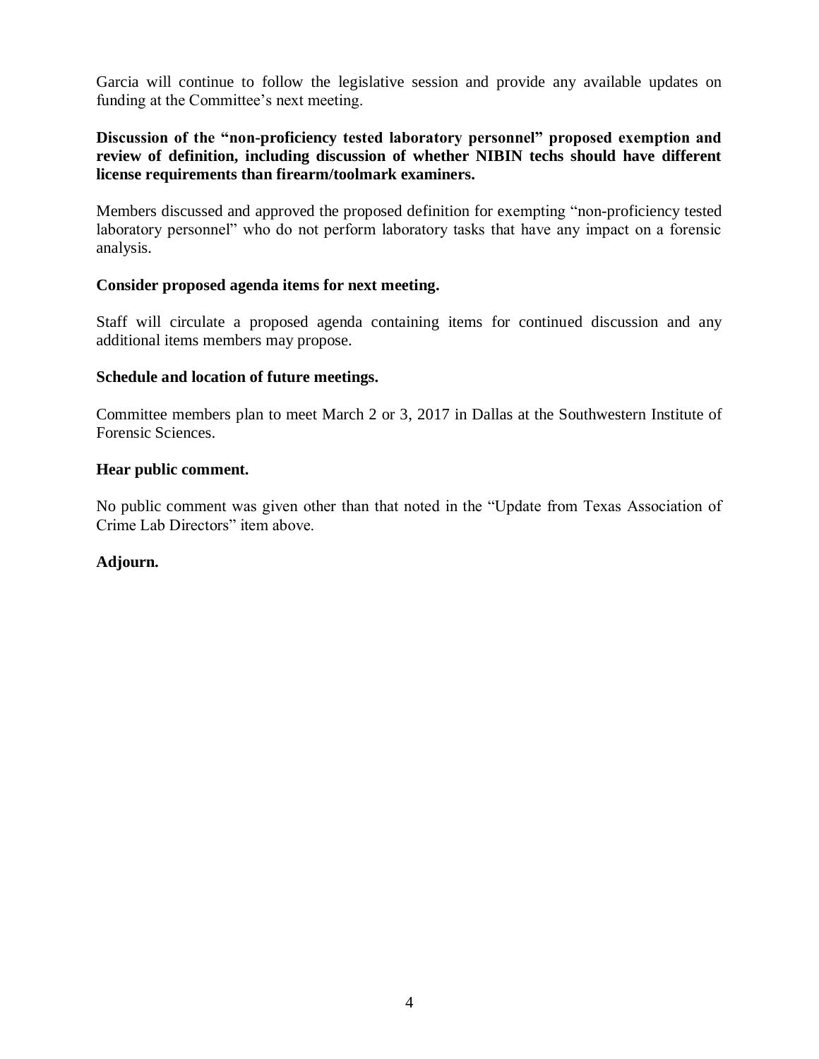Garcia will continue to follow the legislative session and provide any available updates on funding at the Committee's next meeting.

**Discussion of the "non-proficiency tested laboratory personnel" proposed exemption and review of definition, including discussion of whether NIBIN techs should have different license requirements than firearm/toolmark examiners.**

Members discussed and approved the proposed definition for exempting "non-proficiency tested laboratory personnel" who do not perform laboratory tasks that have any impact on a forensic analysis.

**Consider proposed agenda items for next meeting.**

Staff will circulate a proposed agenda containing items for continued discussion and any additional items members may propose.

**Schedule and location of future meetings.**

Committee members plan to meet March 2 or 3, 2017 in Dallas at the Southwestern Institute of Forensic Sciences.

**Hear public comment.**

No public comment was given other than that noted in the "Update from Texas Association of Crime Lab Directors" item above.

**Adjourn.**